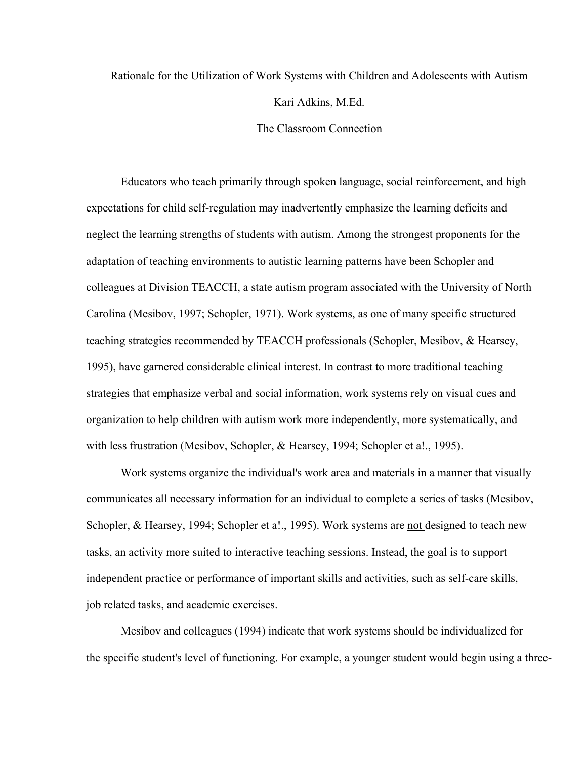# Rationale for the Utilization of Work Systems with Children and Adolescents with Autism

Kari Adkins, M.Ed.

The Classroom Connection

Educators who teach primarily through spoken language, social reinforcement, and high expectations for child self-regulation may inadvertently emphasize the learning deficits and neglect the learning strengths of students with autism. Among the strongest proponents for the adaptation of teaching environments to autistic learning patterns have been Schopler and colleagues at Division TEACCH, a state autism program associated with the University of North Carolina (Mesibov, 1997; Schopler, 1971). <u>Work systems,</u> as one of many specific structured teaching strategies recommended by TEACCH professionals (Schopler, Mesibov, & Hearsey, 1995), have garnered considerable clinical interest. In contrast to more traditional teaching strategies that emphasize verbal and social information, work systems rely on visual cues and organization to help children with autism work more independently, more systematically, and with less frustration (Mesibov, Schopler, & Hearsey, 1994; Schopler et a!., 1995).

Work systems organize the individual's work area and materials in a manner that <u>visually</u> communicates all necessary information for an individual to complete a series of tasks (Mesibov, Schopler, & Hearsey, 1994; Schopler et a!., 1995). Work systems are <u>not</u> designed to teach new tasks, an activity more suited to interactive teaching sessions. Instead, the goal is to support independent practice or performance of important skills and activities, such as self-care skills, job related tasks, and academic exercises.

Mesibov and colleagues (1994) indicate that work systems should be individualized for the specific student's level of functioning. For example, a younger student would begin using a three-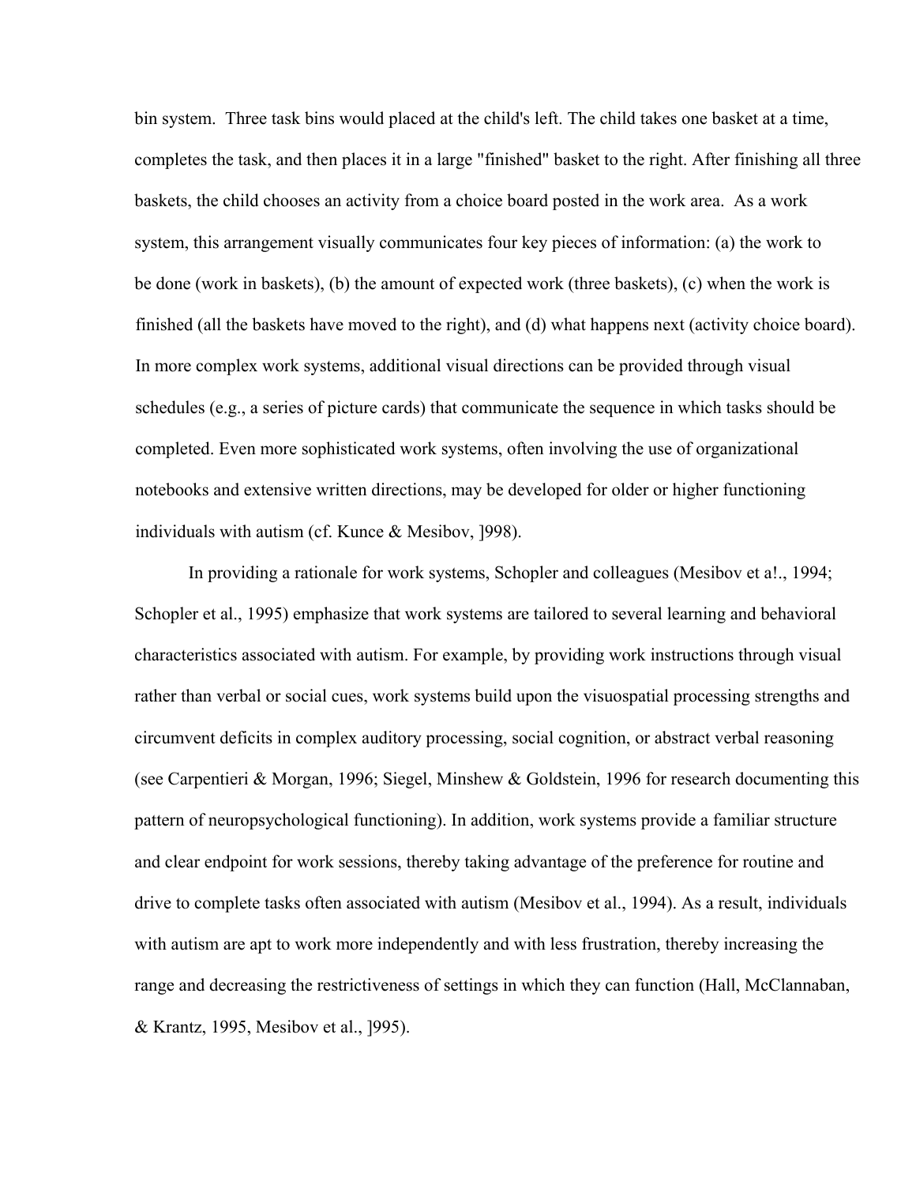bin system. Three task bins would placed at the child's left. The child takes one basket at a time, completes the task, and then places it in a large "finished" basket to the right. After finishing all three baskets, the child chooses an activity from a choice board posted in the work area. As a work system, this arrangement visually communicates four key pieces of information: (a) the work to be done (work in baskets), (b) the amount of expected work (three baskets), (c) when the work is finished (all the baskets have moved to the right), and (d) what happens next (activity choice board). In more complex work systems, additional visual directions can be provided through visual schedules (e.g., a series of picture cards) that communicate the sequence in which tasks should be completed. Even more sophisticated work systems, often involving the use of organizational notebooks and extensive written directions, may be developed for older or higher functioning individuals with autism (cf. Kunce & Mesibov, ]998).

In providing a rationale for work systems, Schopler and colleagues (Mesibov et a!., 1994; Schopler et al., 1995) emphasize that work systems are tailored to several learning and behavioral characteristics associated with autism. For example, by providing work instructions through visual rather than verbal or social cues, work systems build upon the visuospatial processing strengths and circumvent deficits in complex auditory processing, social cognition, or abstract verbal reasoning (see Carpentieri & Morgan, 1996; Siegel, Minshew & Goldstein, 1996 for research documenting this pattern of neuropsychological functioning). In addition, work systems provide a familiar structure and clear endpoint for work sessions, thereby taking advantage of the preference for routine and drive to complete tasks often associated with autism (Mesibov et al., 1994). As a result, individuals with autism are apt to work more independently and with less frustration, thereby increasing the range and decreasing the restrictiveness of settings in which they can function (Hall, McClannaban, & Krantz, 1995, Mesibov et al., ]995).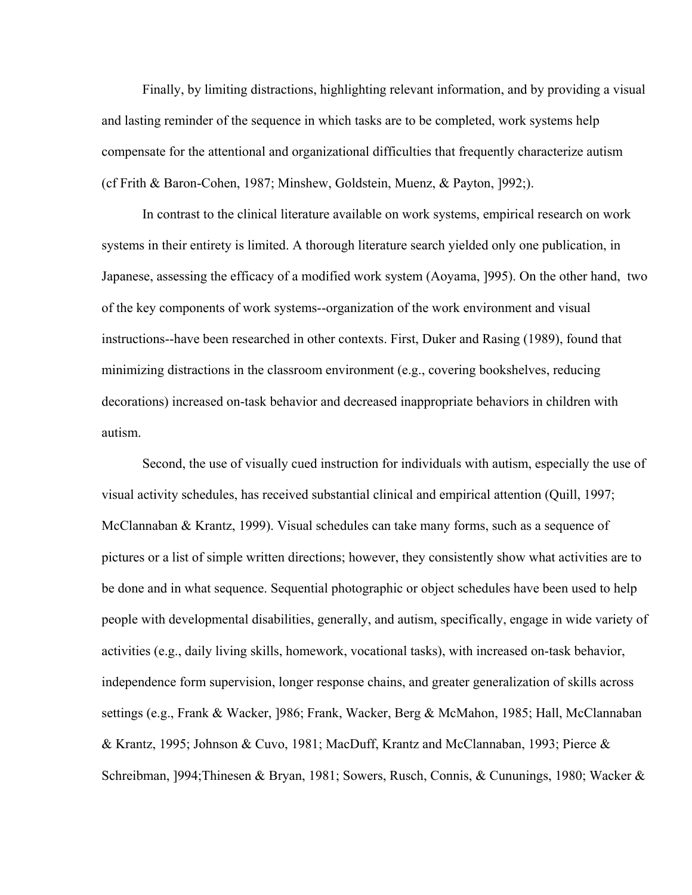Finally, by limiting distractions, highlighting relevant information, and by providing a visual and lasting reminder of the sequence in which tasks are to be completed, work systems help compensate for the attentional and organizational difficulties that frequently characterize autism (cf Frith & Baron-Cohen, 1987; Minshew, Goldstein, Muenz, & Payton, ]992;).

In contrast to the clinical literature available on work systems, empirical research on work systems in their entirety is limited. A thorough literature search yielded only one publication, in Japanese, assessing the efficacy of a modified work system (Aoyama, ]995). On the other hand, two of the key components of work systems--organization of the work environment and visual instructions--have been researched in other contexts. First, Duker and Rasing (1989), found that minimizing distractions in the classroom environment (e.g., covering bookshelves, reducing decorations) increased on-task behavior and decreased inappropriate behaviors in children with autism.

Second, the use of visually cued instruction for individuals with autism, especially the use of visual activity schedules, has received substantial clinical and empirical attention (Quill, 1997; McClannaban & Krantz, 1999). Visual schedules can take many forms, such as a sequence of pictures or a list of simple written directions; however, they consistently show what activities are to be done and in what sequence. Sequential photographic or object schedules have been used to help people with developmental disabilities, generally, and autism, specifically, engage in wide variety of activities (e.g., daily living skills, homework, vocational tasks), with increased on-task behavior, independence form supervision, longer response chains, and greater generalization of skills across settings (e.g., Frank & Wacker, ]986; Frank, Wacker, Berg & McMahon, 1985; Hall, McClannaban & Krantz, 1995; Johnson & Cuvo, 1981; MacDuff, Krantz and McClannaban, 1993; Pierce & Schreibman, ]994;Thinesen & Bryan, 1981; Sowers, Rusch, Connis, & Cununings, 1980; Wacker &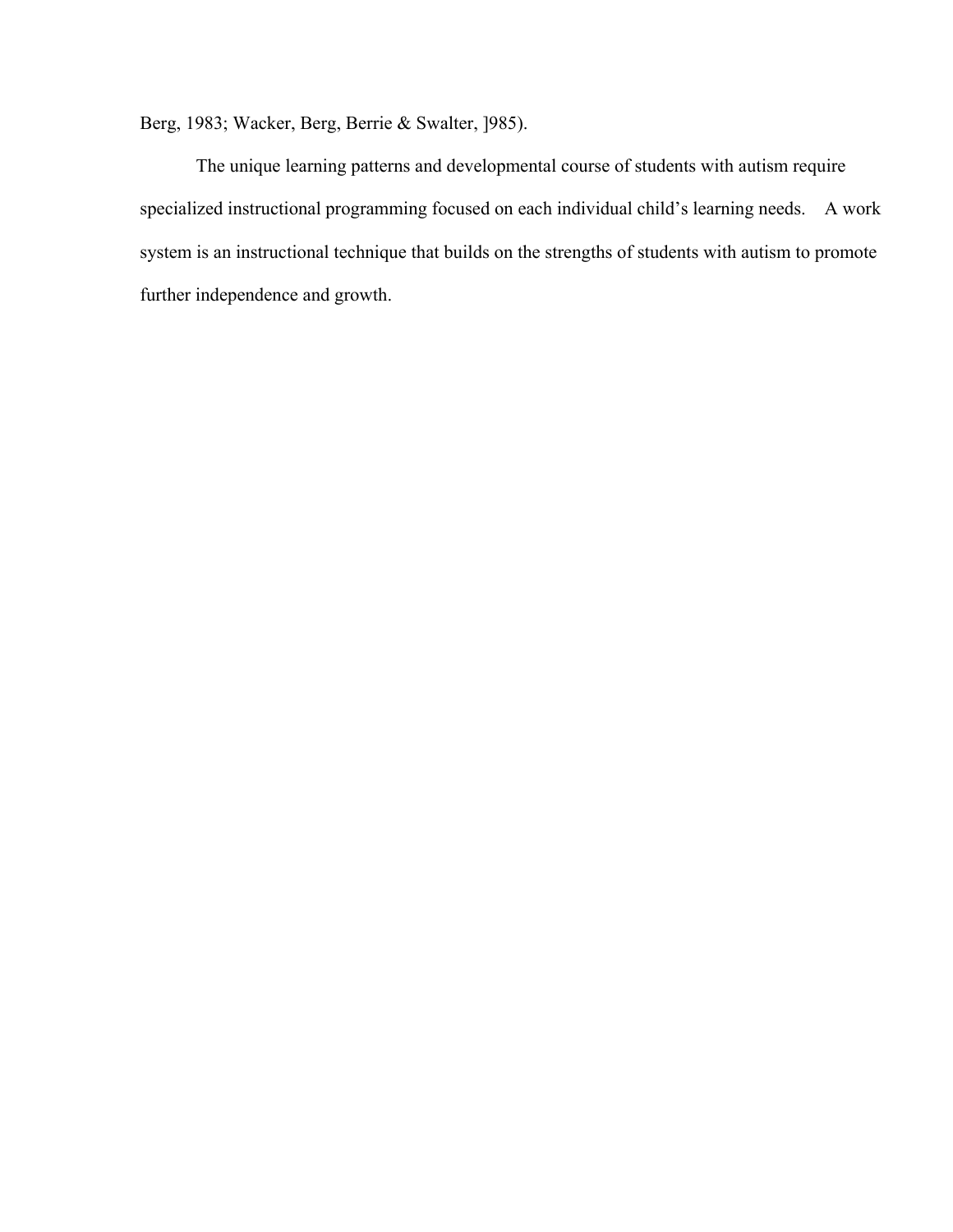Berg, 1983; Wacker, Berg, Berrie & Swalter, ]985).

The unique learning patterns and developmental course of students with autism require specialized instructional programming focused on each individual child's learning needs. A work system is an instructional technique that builds on the strengths of students with autism to promote further independence and growth.